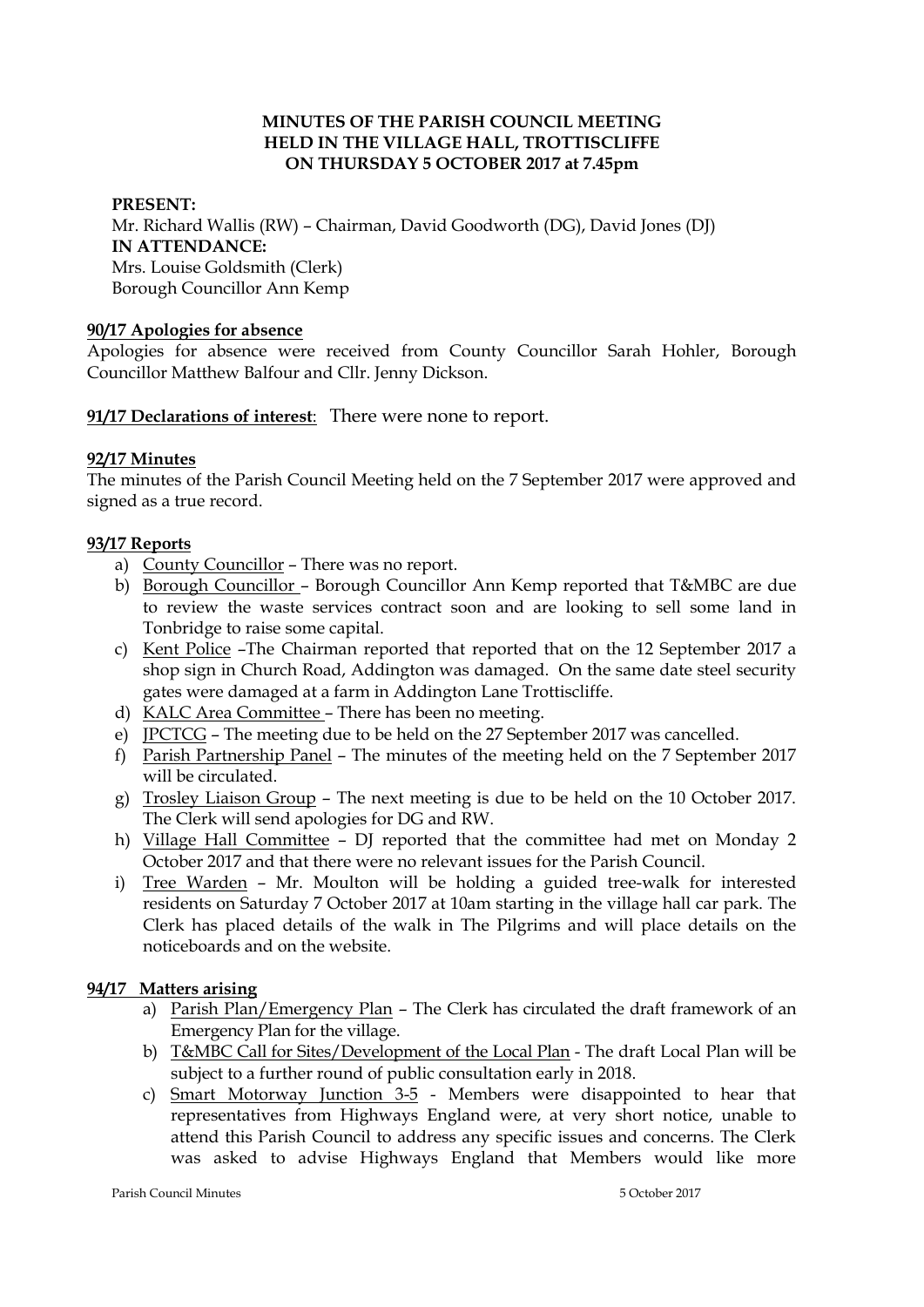**MINUTES OF THE PARISH COUNCIL MEETING HELD IN THE VILLAGE HALL, TROTTISCLIFFE ON THURSDAY 5 OCTOBER 2017 at 7.45pm**

**PRESENT:**
Mr. Richard Wallis (RW) – Chairman, David Goodworth (DG), David Jones (DJ)
**IN ATTENDANCE:**
Mrs. Louise Goldsmith (Clerk)
Borough Councillor Ann Kemp

**90/17 Apologies for absence**

Apologies for absence were received from County Councillor Sarah Hohler, Borough Councillor Matthew Balfour and Cllr. Jenny Dickson.

**91/17 Declarations of interest**: There were none to report.

**92/17 Minutes**

The minutes of the Parish Council Meeting held on the 7 September 2017 were approved and signed as a true record.

**93/17 Reports**

a) County Councillor – There was no report.
b) Borough Councillor – Borough Councillor Ann Kemp reported that T&MBC are due to review the waste services contract soon and are looking to sell some land in Tonbridge to raise some capital.
c) Kent Police –The Chairman reported that reported that on the 12 September 2017 a shop sign in Church Road, Addington was damaged. On the same date steel security gates were damaged at a farm in Addington Lane Trottiscliffe.
d) KALC Area Committee – There has been no meeting.
e) JPCTCG – The meeting due to be held on the 27 September 2017 was cancelled.
f) Parish Partnership Panel – The minutes of the meeting held on the 7 September 2017 will be circulated.
g) Trosley Liaison Group – The next meeting is due to be held on the 10 October 2017. The Clerk will send apologies for DG and RW.
h) Village Hall Committee – DJ reported that the committee had met on Monday 2 October 2017 and that there were no relevant issues for the Parish Council.
i) Tree Warden – Mr. Moulton will be holding a guided tree-walk for interested residents on Saturday 7 October 2017 at 10am starting in the village hall car park. The Clerk has placed details of the walk in The Pilgrims and will place details on the noticeboards and on the website.

**94/17 Matters arising**

a) Parish Plan/Emergency Plan – The Clerk has circulated the draft framework of an Emergency Plan for the village.
b) T&MBC Call for Sites/Development of the Local Plan - The draft Local Plan will be subject to a further round of public consultation early in 2018.
c) Smart Motorway Junction 3-5 - Members were disappointed to hear that representatives from Highways England were, at very short notice, unable to attend this Parish Council to address any specific issues and concerns. The Clerk was asked to advise Highways England that Members would like more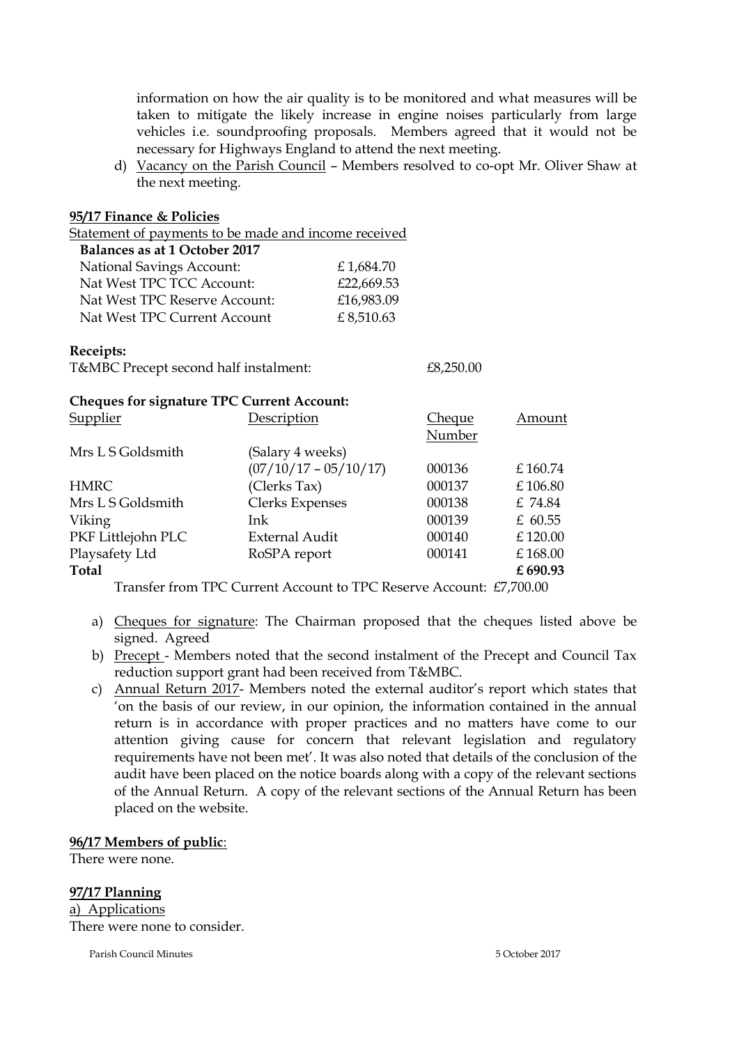information on how the air quality is to be monitored and what measures will be taken to mitigate the likely increase in engine noises particularly from large vehicles i.e. soundproofing proposals. Members agreed that it would not be necessary for Highways England to attend the next meeting.

d) Vacancy on the Parish Council – Members resolved to co-opt Mr. Oliver Shaw at the next meeting.

**95/17 Finance & Policies**

Statement of payments to be made and income received

**Balances as at 1 October 2017**

| | |
|---|---|
| National Savings Account: | £ 1,684.70 |
| Nat West TPC TCC Account: | £22,669.53 |
| Nat West TPC Reserve Account: | £16,983.09 |
| Nat West TPC Current Account | £ 8,510.63 |

**Receipts:**

T&MBC Precept second half instalment: £8,250.00

**Cheques for signature TPC Current Account:**

| Supplier | Description | Cheque Number | Amount |
|---|---|---|---|
| Mrs L S Goldsmith | (Salary 4 weeks) (07/10/17 – 05/10/17) | 000136 | £ 160.74 |
| HMRC | (Clerks Tax) | 000137 | £ 106.80 |
| Mrs L S Goldsmith | Clerks Expenses | 000138 | £ 74.84 |
| Viking | Ink | 000139 | £ 60.55 |
| PKF Littlejohn PLC | External Audit | 000140 | £ 120.00 |
| Playsafety Ltd | RoSPA report | 000141 | £ 168.00 |
| **Total** | | | **£ 690.93** |

Transfer from TPC Current Account to TPC Reserve Account: £7,700.00

a) Cheques for signature: The Chairman proposed that the cheques listed above be signed. Agreed

b) Precept - Members noted that the second instalment of the Precept and Council Tax reduction support grant had been received from T&MBC.

c) Annual Return 2017- Members noted the external auditor's report which states that 'on the basis of our review, in our opinion, the information contained in the annual return is in accordance with proper practices and no matters have come to our attention giving cause for concern that relevant legislation and regulatory requirements have not been met'. It was also noted that details of the conclusion of the audit have been placed on the notice boards along with a copy of the relevant sections of the Annual Return. A copy of the relevant sections of the Annual Return has been placed on the website.

**96/17 Members of public**:

There were none.

**97/17 Planning**

a) Applications

There were none to consider.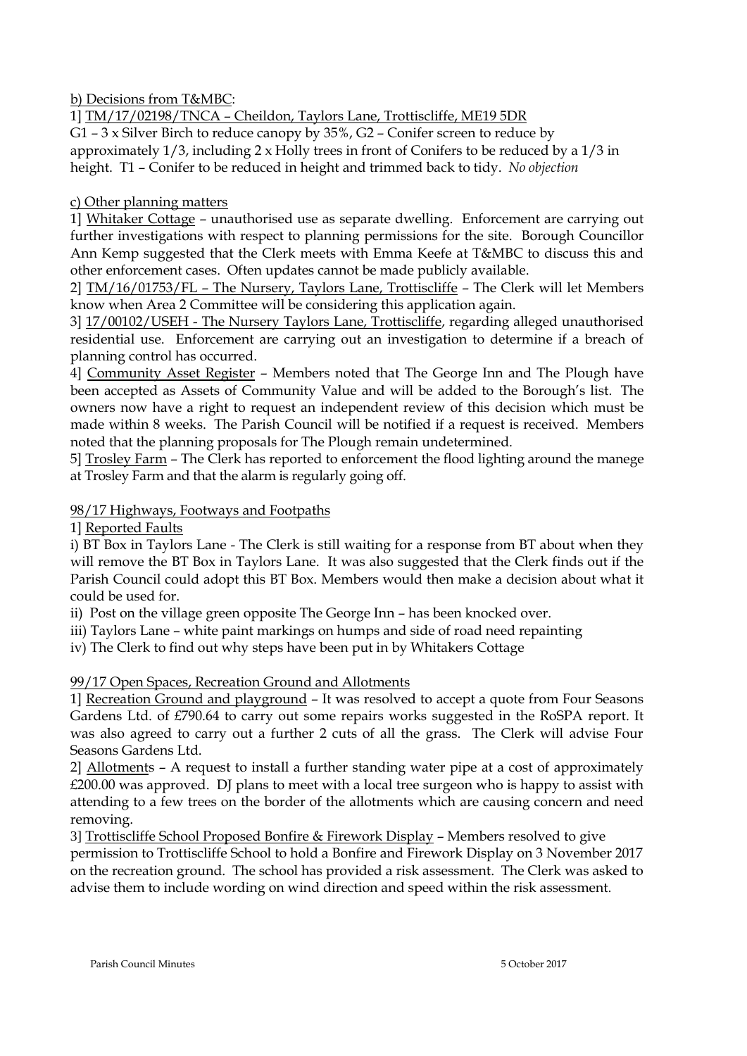b) Decisions from T&MBC:

1] TM/17/02198/TNCA – Cheildon, Taylors Lane, Trottiscliffe, ME19 5DR
G1 – 3 x Silver Birch to reduce canopy by 35%, G2 – Conifer screen to reduce by approximately 1/3, including 2 x Holly trees in front of Conifers to be reduced by a 1/3 in height. T1 – Conifer to be reduced in height and trimmed back to tidy. *No objection*

c) Other planning matters

1] Whitaker Cottage – unauthorised use as separate dwelling. Enforcement are carrying out further investigations with respect to planning permissions for the site. Borough Councillor Ann Kemp suggested that the Clerk meets with Emma Keefe at T&MBC to discuss this and other enforcement cases. Often updates cannot be made publicly available.

2] TM/16/01753/FL – The Nursery, Taylors Lane, Trottiscliffe – The Clerk will let Members know when Area 2 Committee will be considering this application again.

3] 17/00102/USEH - The Nursery Taylors Lane, Trottiscliffe, regarding alleged unauthorised residential use. Enforcement are carrying out an investigation to determine if a breach of planning control has occurred.

4] Community Asset Register – Members noted that The George Inn and The Plough have been accepted as Assets of Community Value and will be added to the Borough's list. The owners now have a right to request an independent review of this decision which must be made within 8 weeks. The Parish Council will be notified if a request is received. Members noted that the planning proposals for The Plough remain undetermined.

5] Trosley Farm – The Clerk has reported to enforcement the flood lighting around the manege at Trosley Farm and that the alarm is regularly going off.

98/17 Highways, Footways and Footpaths

1] Reported Faults

i) BT Box in Taylors Lane - The Clerk is still waiting for a response from BT about when they will remove the BT Box in Taylors Lane. It was also suggested that the Clerk finds out if the Parish Council could adopt this BT Box. Members would then make a decision about what it could be used for.

ii) Post on the village green opposite The George Inn – has been knocked over.

iii) Taylors Lane – white paint markings on humps and side of road need repainting

iv) The Clerk to find out why steps have been put in by Whitakers Cottage

99/17 Open Spaces, Recreation Ground and Allotments

1] Recreation Ground and playground – It was resolved to accept a quote from Four Seasons Gardens Ltd. of £790.64 to carry out some repairs works suggested in the RoSPA report. It was also agreed to carry out a further 2 cuts of all the grass. The Clerk will advise Four Seasons Gardens Ltd.

2] Allotments – A request to install a further standing water pipe at a cost of approximately £200.00 was approved. DJ plans to meet with a local tree surgeon who is happy to assist with attending to a few trees on the border of the allotments which are causing concern and need removing.

3] Trottiscliffe School Proposed Bonfire & Firework Display – Members resolved to give permission to Trottiscliffe School to hold a Bonfire and Firework Display on 3 November 2017 on the recreation ground. The school has provided a risk assessment. The Clerk was asked to advise them to include wording on wind direction and speed within the risk assessment.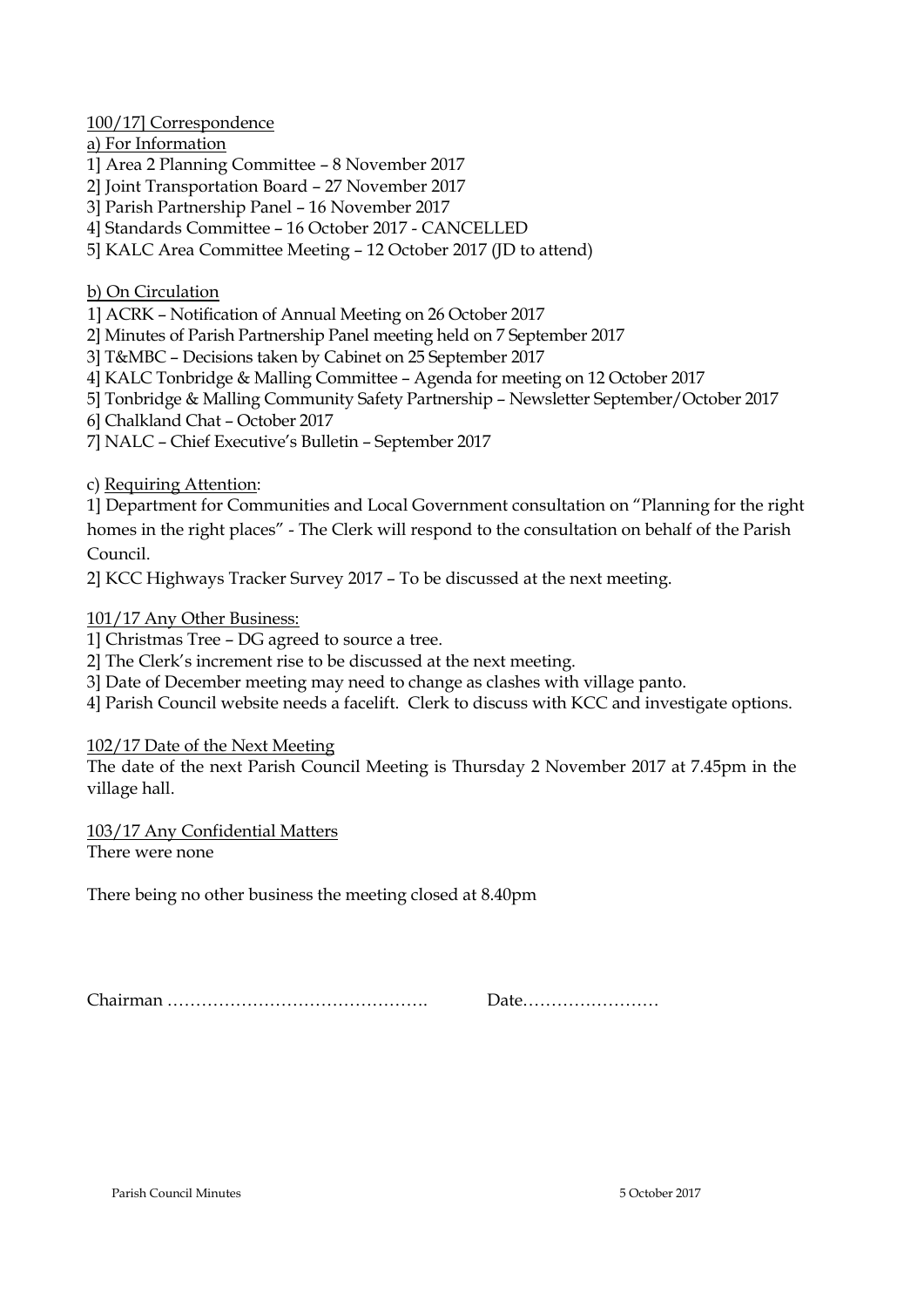100/17] Correspondence

a) For Information

1] Area 2 Planning Committee – 8 November 2017
2] Joint Transportation Board – 27 November 2017
3] Parish Partnership Panel – 16 November 2017
4] Standards Committee – 16 October 2017 - CANCELLED
5] KALC Area Committee Meeting – 12 October 2017 (JD to attend)

b) On Circulation

1] ACRK – Notification of Annual Meeting on 26 October 2017
2] Minutes of Parish Partnership Panel meeting held on 7 September 2017
3] T&MBC – Decisions taken by Cabinet on 25 September 2017
4] KALC Tonbridge & Malling Committee – Agenda for meeting on 12 October 2017
5] Tonbridge & Malling Community Safety Partnership – Newsletter September/October 2017
6] Chalkland Chat – October 2017
7] NALC – Chief Executive's Bulletin – September 2017

c) Requiring Attention:

1] Department for Communities and Local Government consultation on "Planning for the right homes in the right places" - The Clerk will respond to the consultation on behalf of the Parish Council.

2] KCC Highways Tracker Survey 2017 – To be discussed at the next meeting.

101/17 Any Other Business:

1] Christmas Tree – DG agreed to source a tree.
2] The Clerk's increment rise to be discussed at the next meeting.
3] Date of December meeting may need to change as clashes with village panto.
4] Parish Council website needs a facelift. Clerk to discuss with KCC and investigate options.

102/17 Date of the Next Meeting

The date of the next Parish Council Meeting is Thursday 2 November 2017 at 7.45pm in the village hall.

103/17 Any Confidential Matters

There were none

There being no other business the meeting closed at 8.40pm

Chairman ………………………………………. Date……………………